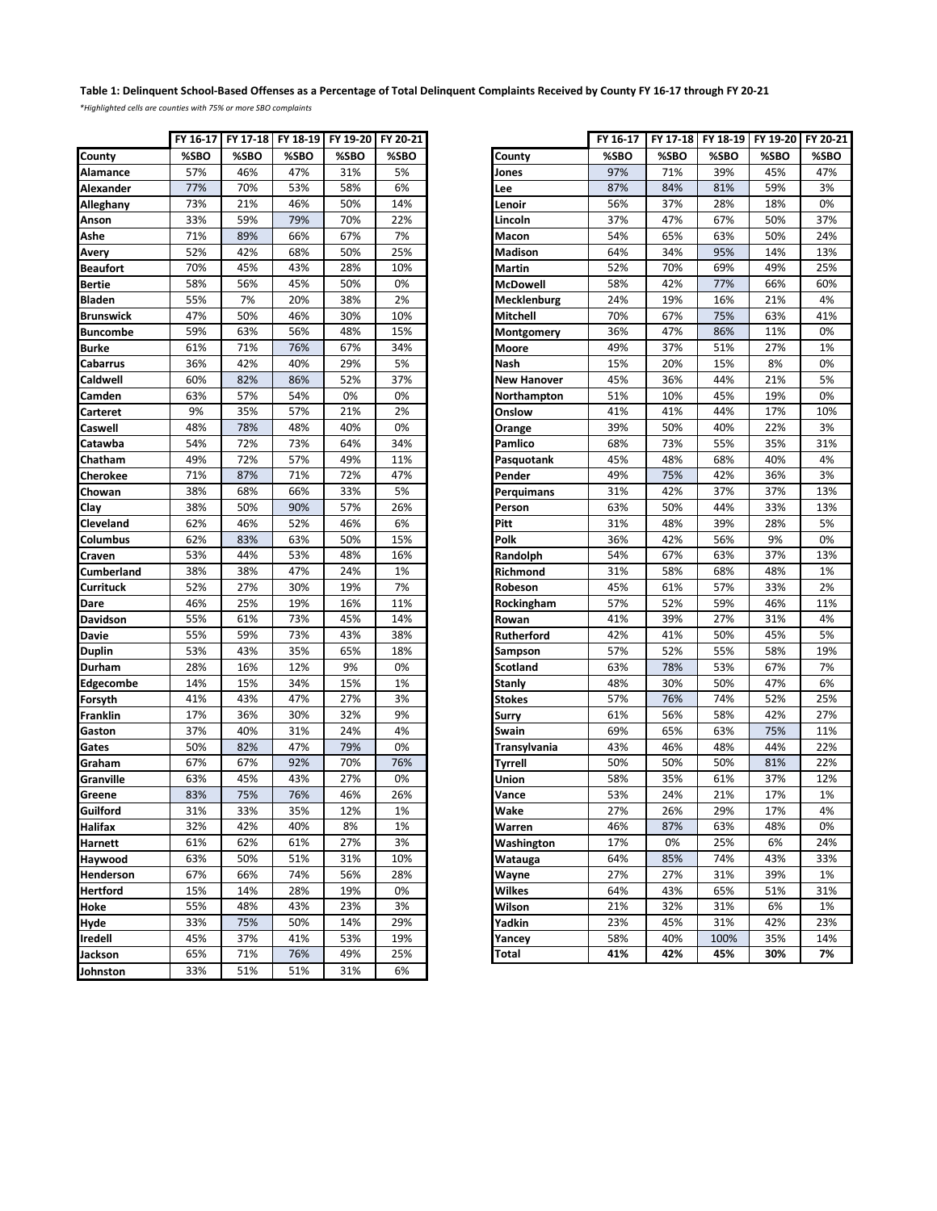**Table 1: Delinquent School-Based Offenses as a Percentage of Total Delinquent Complaints Received by County FY 16-17 through FY 20-21**

*Highlighted cells are counties with 75% or more SBO complaints*

| | FY 16-17 | FY 17-18 | FY 18-19 | FY 19-20 | FY 20-21 |
|---|---|---|---|---|---|
| **County** | **%SBO** | **%SBO** | **%SBO** | **%SBO** | **%SBO** |
| **Alamance** | 57% | 46% | 47% | 31% | 5% |
| **Alexander** | 77% | 70% | 53% | 58% | 6% |
| **Alleghany** | 73% | 21% | 46% | 50% | 14% |
| **Anson** | 33% | 59% | 79% | 70% | 22% |
| **Ashe** | 71% | 89% | 66% | 67% | 7% |
| **Avery** | 52% | 42% | 68% | 50% | 25% |
| **Beaufort** | 70% | 45% | 43% | 28% | 10% |
| **Bertie** | 58% | 56% | 45% | 50% | 0% |
| **Bladen** | 55% | 7% | 20% | 38% | 2% |
| **Brunswick** | 47% | 50% | 46% | 30% | 10% |
| **Buncombe** | 59% | 63% | 56% | 48% | 15% |
| **Burke** | 61% | 71% | 76% | 67% | 34% |
| **Cabarrus** | 36% | 42% | 40% | 29% | 5% |
| **Caldwell** | 60% | 82% | 86% | 52% | 37% |
| **Camden** | 63% | 57% | 54% | 0% | 0% |
| **Carteret** | 9% | 35% | 57% | 21% | 2% |
| **Caswell** | 48% | 78% | 48% | 40% | 0% |
| **Catawba** | 54% | 72% | 73% | 64% | 34% |
| **Chatham** | 49% | 72% | 57% | 49% | 11% |
| **Cherokee** | 71% | 87% | 71% | 72% | 47% |
| **Chowan** | 38% | 68% | 66% | 33% | 5% |
| **Clay** | 38% | 50% | 90% | 57% | 26% |
| **Cleveland** | 62% | 46% | 52% | 46% | 6% |
| **Columbus** | 62% | 83% | 63% | 50% | 15% |
| **Craven** | 53% | 44% | 53% | 48% | 16% |
| **Cumberland** | 38% | 38% | 47% | 24% | 1% |
| **Currituck** | 52% | 27% | 30% | 19% | 7% |
| **Dare** | 46% | 25% | 19% | 16% | 11% |
| **Davidson** | 55% | 61% | 73% | 45% | 14% |
| **Davie** | 55% | 59% | 73% | 43% | 38% |
| **Duplin** | 53% | 43% | 35% | 65% | 18% |
| **Durham** | 28% | 16% | 12% | 9% | 0% |
| **Edgecombe** | 14% | 15% | 34% | 15% | 1% |
| **Forsyth** | 41% | 43% | 47% | 27% | 3% |
| **Franklin** | 17% | 36% | 30% | 32% | 9% |
| **Gaston** | 37% | 40% | 31% | 24% | 4% |
| **Gates** | 50% | 82% | 47% | 79% | 0% |
| **Graham** | 67% | 67% | 92% | 70% | 76% |
| **Granville** | 63% | 45% | 43% | 27% | 0% |
| **Greene** | 83% | 75% | 76% | 46% | 26% |
| **Guilford** | 31% | 33% | 35% | 12% | 1% |
| **Halifax** | 32% | 42% | 40% | 8% | 1% |
| **Harnett** | 61% | 62% | 61% | 27% | 3% |
| **Haywood** | 63% | 50% | 51% | 31% | 10% |
| **Henderson** | 67% | 66% | 74% | 56% | 28% |
| **Hertford** | 15% | 14% | 28% | 19% | 0% |
| **Hoke** | 55% | 48% | 43% | 23% | 3% |
| **Hyde** | 33% | 75% | 50% | 14% | 29% |
| **Iredell** | 45% | 37% | 41% | 53% | 19% |
| **Jackson** | 65% | 71% | 76% | 49% | 25% |
| **Johnston** | 33% | 51% | 51% | 31% | 6% |
| **Jones** | 97% | 71% | 39% | 45% | 47% |
| **Lee** | 87% | 84% | 81% | 59% | 3% |
| **Lenoir** | 56% | 37% | 28% | 18% | 0% |
| **Lincoln** | 37% | 47% | 67% | 50% | 37% |
| **Macon** | 54% | 65% | 63% | 50% | 24% |
| **Madison** | 64% | 34% | 95% | 14% | 13% |
| **Martin** | 52% | 70% | 69% | 49% | 25% |
| **McDowell** | 58% | 42% | 77% | 66% | 60% |
| **Mecklenburg** | 24% | 19% | 16% | 21% | 4% |
| **Mitchell** | 70% | 67% | 75% | 63% | 41% |
| **Montgomery** | 36% | 47% | 86% | 11% | 0% |
| **Moore** | 49% | 37% | 51% | 27% | 1% |
| **Nash** | 15% | 20% | 15% | 8% | 0% |
| **New Hanover** | 45% | 36% | 44% | 21% | 5% |
| **Northampton** | 51% | 10% | 45% | 19% | 0% |
| **Onslow** | 41% | 41% | 44% | 17% | 10% |
| **Orange** | 39% | 50% | 40% | 22% | 3% |
| **Pamlico** | 68% | 73% | 55% | 35% | 31% |
| **Pasquotank** | 45% | 48% | 68% | 40% | 4% |
| **Pender** | 49% | 75% | 42% | 36% | 3% |
| **Perquimans** | 31% | 42% | 37% | 37% | 13% |
| **Person** | 63% | 50% | 44% | 33% | 13% |
| **Pitt** | 31% | 48% | 39% | 28% | 5% |
| **Polk** | 36% | 42% | 56% | 9% | 0% |
| **Randolph** | 54% | 67% | 63% | 37% | 13% |
| **Richmond** | 31% | 58% | 68% | 48% | 1% |
| **Robeson** | 45% | 61% | 57% | 33% | 2% |
| **Rockingham** | 57% | 52% | 59% | 46% | 11% |
| **Rowan** | 41% | 39% | 27% | 31% | 4% |
| **Rutherford** | 42% | 41% | 50% | 45% | 5% |
| **Sampson** | 57% | 52% | 55% | 58% | 19% |
| **Scotland** | 63% | 78% | 53% | 67% | 7% |
| **Stanly** | 48% | 30% | 50% | 47% | 6% |
| **Stokes** | 57% | 76% | 74% | 52% | 25% |
| **Surry** | 61% | 56% | 58% | 42% | 27% |
| **Swain** | 69% | 65% | 63% | 75% | 11% |
| **Transylvania** | 43% | 46% | 48% | 44% | 22% |
| **Tyrrell** | 50% | 50% | 50% | 81% | 22% |
| **Union** | 58% | 35% | 61% | 37% | 12% |
| **Vance** | 53% | 24% | 21% | 17% | 1% |
| **Wake** | 27% | 26% | 29% | 17% | 4% |
| **Warren** | 46% | 87% | 63% | 48% | 0% |
| **Washington** | 17% | 0% | 25% | 6% | 24% |
| **Watauga** | 64% | 85% | 74% | 43% | 33% |
| **Wayne** | 27% | 27% | 31% | 39% | 1% |
| **Wilkes** | 64% | 43% | 65% | 51% | 31% |
| **Wilson** | 21% | 32% | 31% | 6% | 1% |
| **Yadkin** | 23% | 45% | 31% | 42% | 23% |
| **Yancey** | 58% | 40% | 100% | 35% | 14% |
| **Total** | **41%** | **42%** | **45%** | **30%** | **7%** |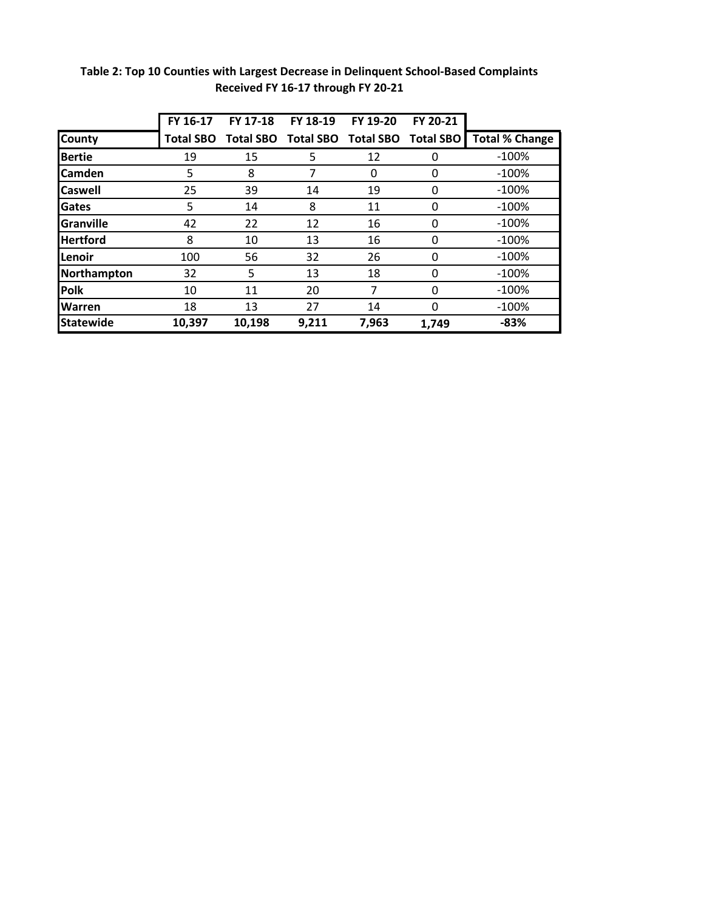**Table 2: Top 10 Counties with Largest Decrease in Delinquent School-Based Complaints Received FY 16-17 through FY 20-21**

| | FY 16-17 | FY 17-18 | FY 18-19 | FY 19-20 | FY 20-21 | |
|---|---|---|---|---|---|---|
| **County** | **Total SBO** | **Total SBO** | **Total SBO** | **Total SBO** | **Total SBO** | **Total % Change** |
| **Bertie** | 19 | 15 | 5 | 12 | 0 | -100% |
| **Camden** | 5 | 8 | 7 | 0 | 0 | -100% |
| **Caswell** | 25 | 39 | 14 | 19 | 0 | -100% |
| **Gates** | 5 | 14 | 8 | 11 | 0 | -100% |
| **Granville** | 42 | 22 | 12 | 16 | 0 | -100% |
| **Hertford** | 8 | 10 | 13 | 16 | 0 | -100% |
| **Lenoir** | 100 | 56 | 32 | 26 | 0 | -100% |
| **Northampton** | 32 | 5 | 13 | 18 | 0 | -100% |
| **Polk** | 10 | 11 | 20 | 7 | 0 | -100% |
| **Warren** | 18 | 13 | 27 | 14 | 0 | -100% |
| **Statewide** | **10,397** | **10,198** | **9,211** | **7,963** | **1,749** | **-83%** |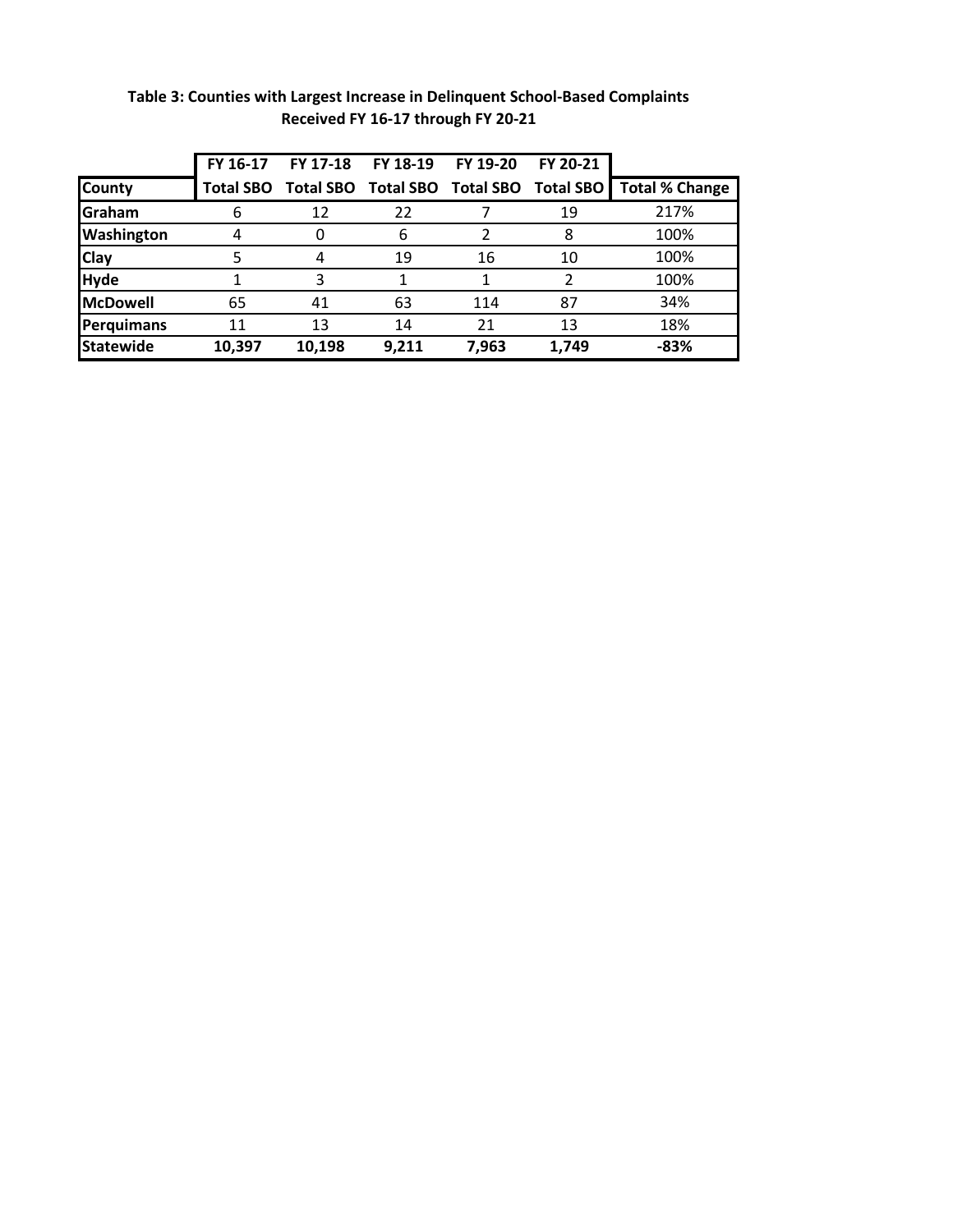**Table 3: Counties with Largest Increase in Delinquent School-Based Complaints Received FY 16-17 through FY 20-21**

| | FY 16-17 | FY 17-18 | FY 18-19 | FY 19-20 | FY 20-21 | |
|---|---|---|---|---|---|---|
| **County** | **Total SBO** | **Total SBO** | **Total SBO** | **Total SBO** | **Total SBO** | **Total % Change** |
| **Graham** | 6 | 12 | 22 | 7 | 19 | 217% |
| **Washington** | 4 | 0 | 6 | 2 | 8 | 100% |
| **Clay** | 5 | 4 | 19 | 16 | 10 | 100% |
| **Hyde** | 1 | 3 | 1 | 1 | 2 | 100% |
| **McDowell** | 65 | 41 | 63 | 114 | 87 | 34% |
| **Perquimans** | 11 | 13 | 14 | 21 | 13 | 18% |
| **Statewide** | **10,397** | **10,198** | **9,211** | **7,963** | **1,749** | **-83%** |